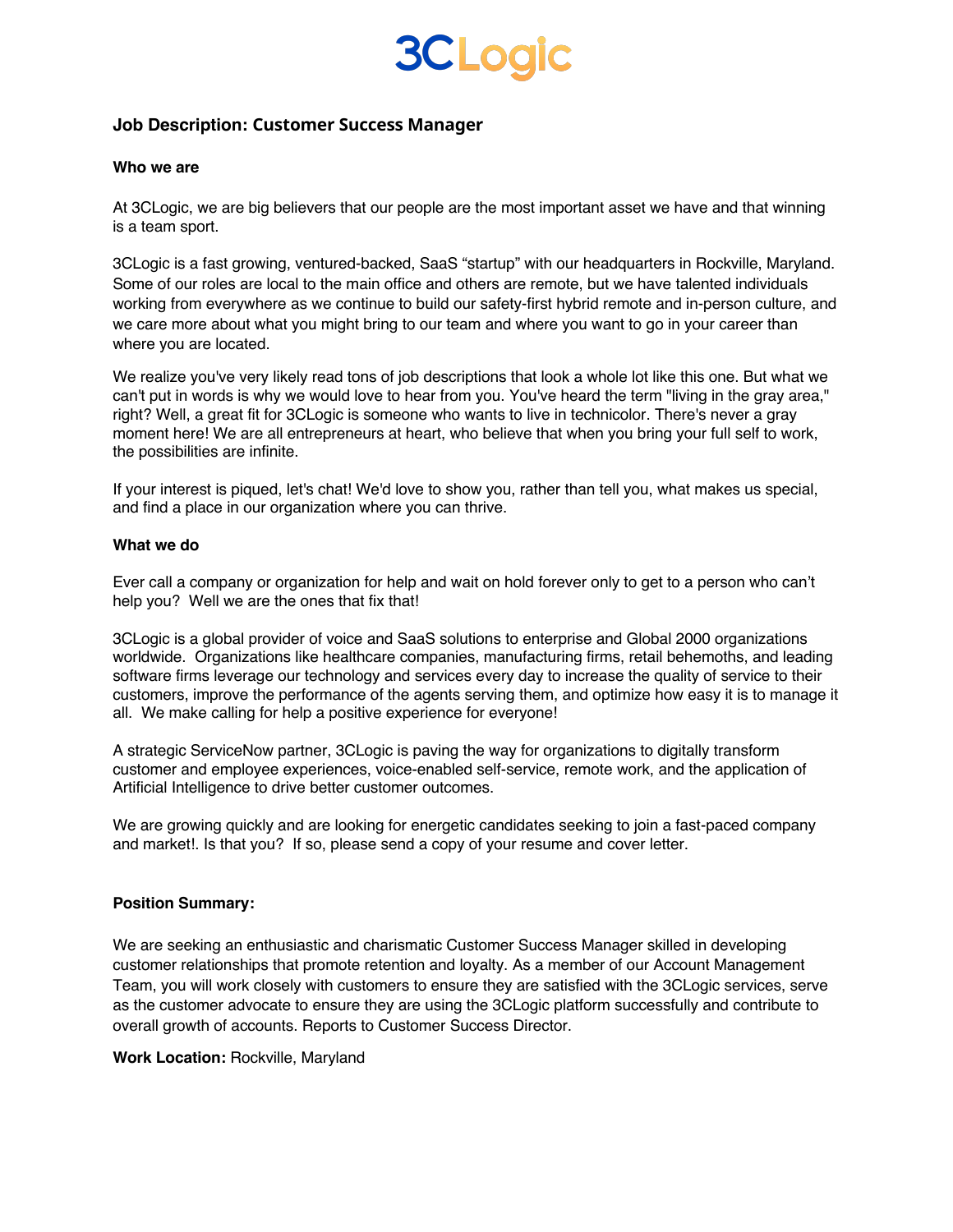3CLogic

# Job Description: Customer Success Manager

**Who we are**

At 3CLogic, we are big believers that our people are the most important asset we have and that winning is a team sport.

3CLogic is a fast growing, ventured-backed, SaaS "startup" with our headquarters in Rockville, Maryland. Some of our roles are local to the main office and others are remote, but we have talented individuals working from everywhere as we continue to build our safety-first hybrid remote and in-person culture, and we care more about what you might bring to our team and where you want to go in your career than where you are located.

We realize you've very likely read tons of job descriptions that look a whole lot like this one. But what we can't put in words is why we would love to hear from you. You've heard the term "living in the gray area," right? Well, a great fit for 3CLogic is someone who wants to live in technicolor. There's never a gray moment here! We are all entrepreneurs at heart, who believe that when you bring your full self to work, the possibilities are infinite.

If your interest is piqued, let's chat! We'd love to show you, rather than tell you, what makes us special, and find a place in our organization where you can thrive.

**What we do**

Ever call a company or organization for help and wait on hold forever only to get to a person who can't help you? Well we are the ones that fix that!

3CLogic is a global provider of voice and SaaS solutions to enterprise and Global 2000 organizations worldwide. Organizations like healthcare companies, manufacturing firms, retail behemoths, and leading software firms leverage our technology and services every day to increase the quality of service to their customers, improve the performance of the agents serving them, and optimize how easy it is to manage it all. We make calling for help a positive experience for everyone!

A strategic ServiceNow partner, 3CLogic is paving the way for organizations to digitally transform customer and employee experiences, voice-enabled self-service, remote work, and the application of Artificial Intelligence to drive better customer outcomes.

We are growing quickly and are looking for energetic candidates seeking to join a fast-paced company and market!. Is that you? If so, please send a copy of your resume and cover letter.

**Position Summary:**

We are seeking an enthusiastic and charismatic Customer Success Manager skilled in developing customer relationships that promote retention and loyalty. As a member of our Account Management Team, you will work closely with customers to ensure they are satisfied with the 3CLogic services, serve as the customer advocate to ensure they are using the 3CLogic platform successfully and contribute to overall growth of accounts. Reports to Customer Success Director.

**Work Location:** Rockville, Maryland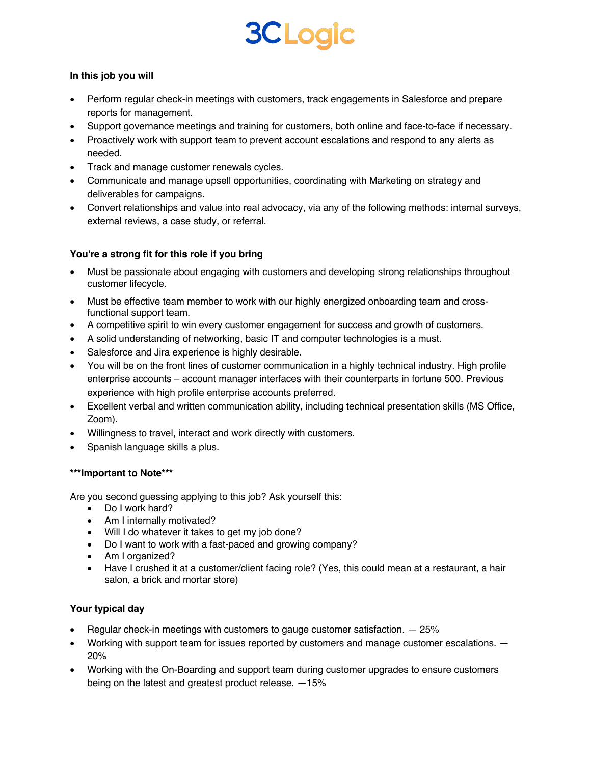3CLogic

**In this job you will**

- Perform regular check-in meetings with customers, track engagements in Salesforce and prepare reports for management.
- Support governance meetings and training for customers, both online and face-to-face if necessary.
- Proactively work with support team to prevent account escalations and respond to any alerts as needed.
- Track and manage customer renewals cycles.
- Communicate and manage upsell opportunities, coordinating with Marketing on strategy and deliverables for campaigns.
- Convert relationships and value into real advocacy, via any of the following methods: internal surveys, external reviews, a case study, or referral.

**You're a strong fit for this role if you bring**

- Must be passionate about engaging with customers and developing strong relationships throughout customer lifecycle.
- Must be effective team member to work with our highly energized onboarding team and cross-functional support team.
- A competitive spirit to win every customer engagement for success and growth of customers.
- A solid understanding of networking, basic IT and computer technologies is a must.
- Salesforce and Jira experience is highly desirable.
- You will be on the front lines of customer communication in a highly technical industry. High profile enterprise accounts – account manager interfaces with their counterparts in fortune 500. Previous experience with high profile enterprise accounts preferred.
- Excellent verbal and written communication ability, including technical presentation skills (MS Office, Zoom).
- Willingness to travel, interact and work directly with customers.
- Spanish language skills a plus.

**\*\*\*Important to Note\*\*\***

Are you second guessing applying to this job? Ask yourself this:

- Do I work hard?
- Am I internally motivated?
- Will I do whatever it takes to get my job done?
- Do I want to work with a fast-paced and growing company?
- Am I organized?
- Have I crushed it at a customer/client facing role? (Yes, this could mean at a restaurant, a hair salon, a brick and mortar store)

**Your typical day**

- Regular check-in meetings with customers to gauge customer satisfaction. — 25%
- Working with support team for issues reported by customers and manage customer escalations. — 20%
- Working with the On-Boarding and support team during customer upgrades to ensure customers being on the latest and greatest product release. —15%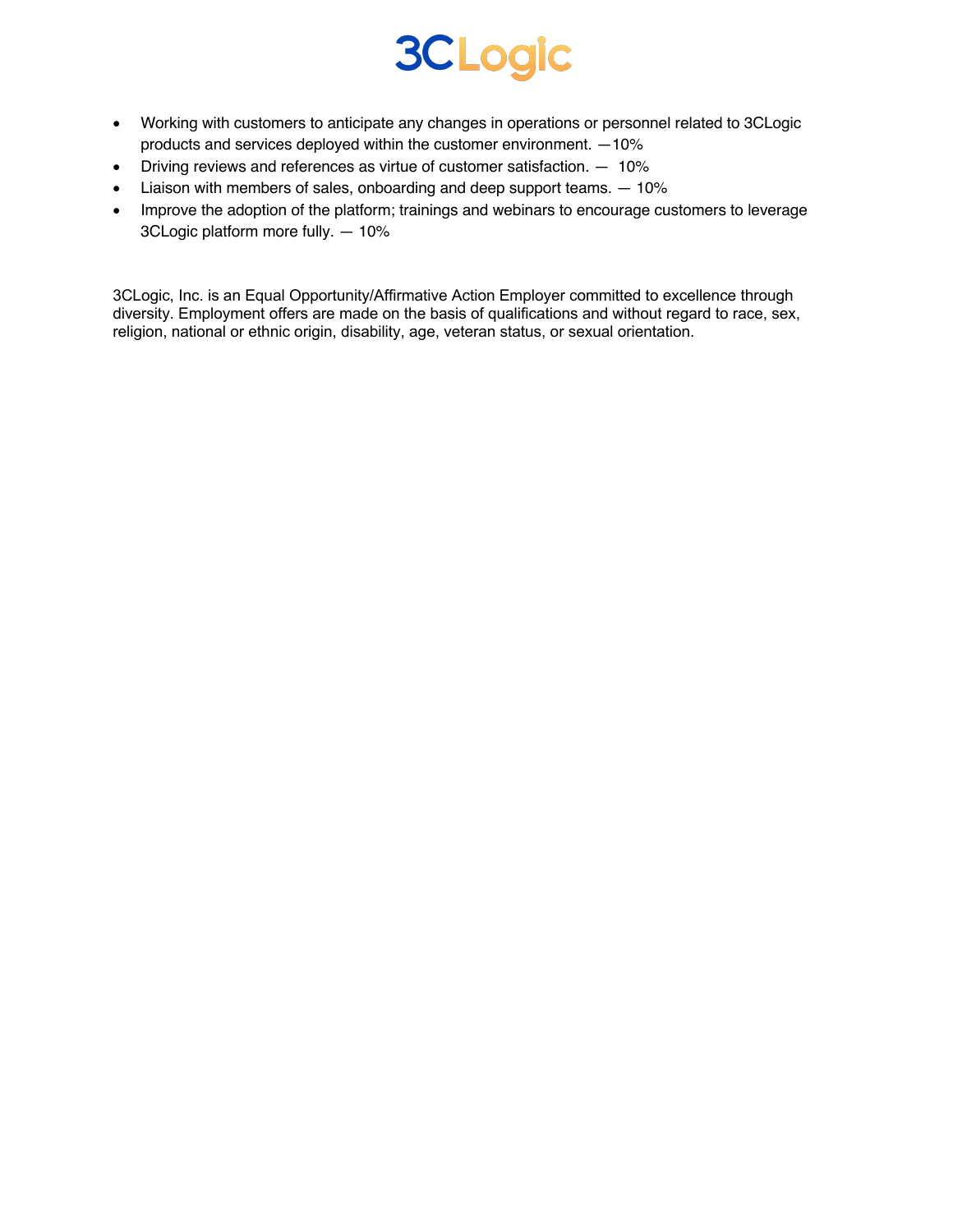- Working with customers to anticipate any changes in operations or personnel related to 3CLogic products and services deployed within the customer environment. —10%
- Driving reviews and references as virtue of customer satisfaction. — 10%
- Liaison with members of sales, onboarding and deep support teams. — 10%
- Improve the adoption of the platform; trainings and webinars to encourage customers to leverage 3CLogic platform more fully. — 10%

3CLogic, Inc. is an Equal Opportunity/Affirmative Action Employer committed to excellence through diversity. Employment offers are made on the basis of qualifications and without regard to race, sex, religion, national or ethnic origin, disability, age, veteran status, or sexual orientation.